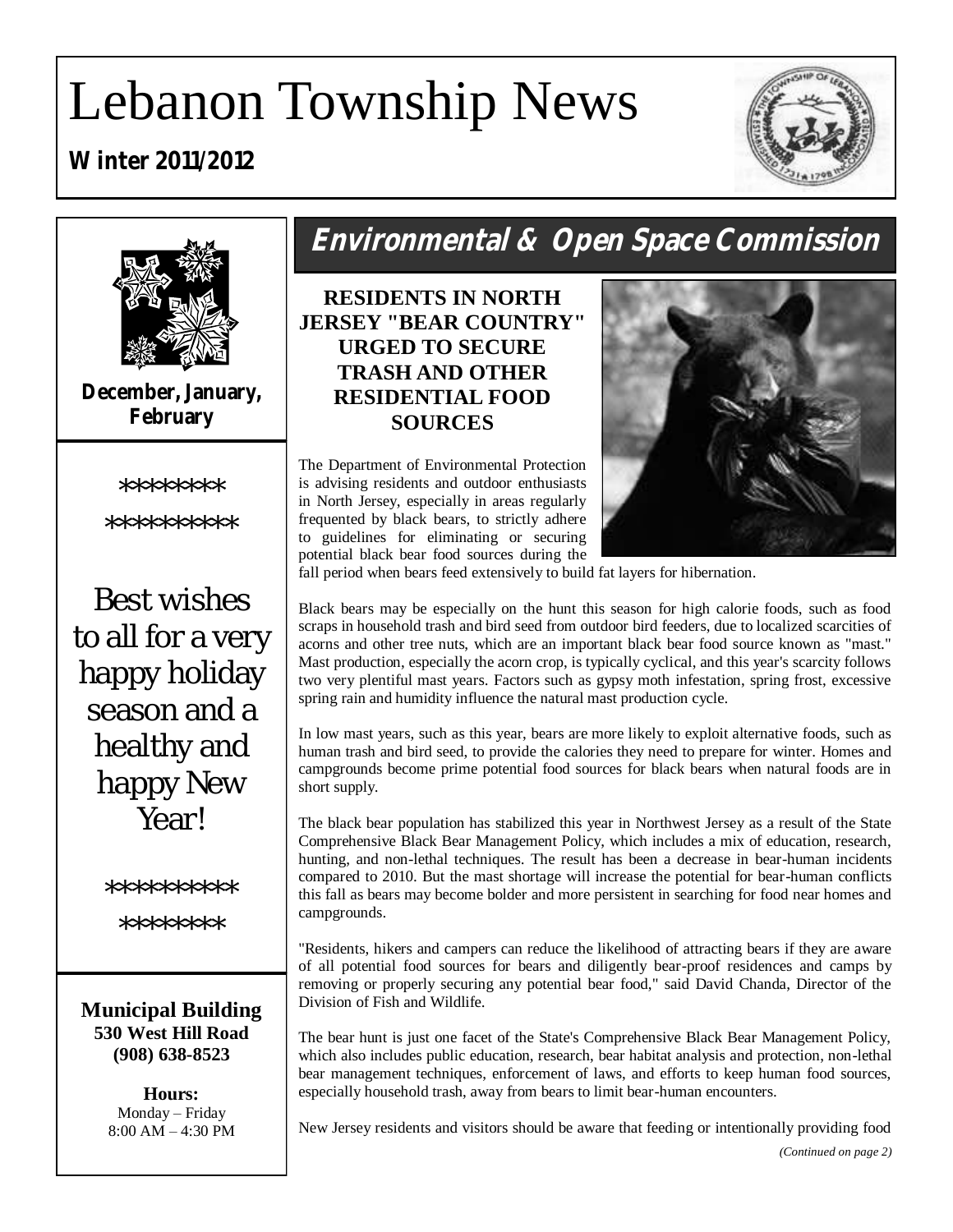# Lebanon Township News

**Winter 2011/2012**

**December, January, February**

*******

*********

Best wishes to all for a very happy holiday season and a healthy and happy New Year!

*********

*******

**Municipal Building**
**530 West Hill Road**
**(908) 638-8523**

**Hours:**
Monday – Friday
8:00 AM – 4:30 PM

## Environmental & Open Space Commission

### RESIDENTS IN NORTH JERSEY "BEAR COUNTRY" URGED TO SECURE TRASH AND OTHER RESIDENTIAL FOOD SOURCES

The Department of Environmental Protection is advising residents and outdoor enthusiasts in North Jersey, especially in areas regularly frequented by black bears, to strictly adhere to guidelines for eliminating or securing potential black bear food sources during the fall period when bears feed extensively to build fat layers for hibernation.

Black bears may be especially on the hunt this season for high calorie foods, such as food scraps in household trash and bird seed from outdoor bird feeders, due to localized scarcities of acorns and other tree nuts, which are an important black bear food source known as "mast." Mast production, especially the acorn crop, is typically cyclical, and this year's scarcity follows two very plentiful mast years. Factors such as gypsy moth infestation, spring frost, excessive spring rain and humidity influence the natural mast production cycle.

In low mast years, such as this year, bears are more likely to exploit alternative foods, such as human trash and bird seed, to provide the calories they need to prepare for winter. Homes and campgrounds become prime potential food sources for black bears when natural foods are in short supply.

The black bear population has stabilized this year in Northwest Jersey as a result of the State Comprehensive Black Bear Management Policy, which includes a mix of education, research, hunting, and non-lethal techniques. The result has been a decrease in bear-human incidents compared to 2010. But the mast shortage will increase the potential for bear-human conflicts this fall as bears may become bolder and more persistent in searching for food near homes and campgrounds.

"Residents, hikers and campers can reduce the likelihood of attracting bears if they are aware of all potential food sources for bears and diligently bear-proof residences and camps by removing or properly securing any potential bear food," said David Chanda, Director of the Division of Fish and Wildlife.

The bear hunt is just one facet of the State's Comprehensive Black Bear Management Policy, which also includes public education, research, bear habitat analysis and protection, non-lethal bear management techniques, enforcement of laws, and efforts to keep human food sources, especially household trash, away from bears to limit bear-human encounters.

New Jersey residents and visitors should be aware that feeding or intentionally providing food

*(Continued on page 2)*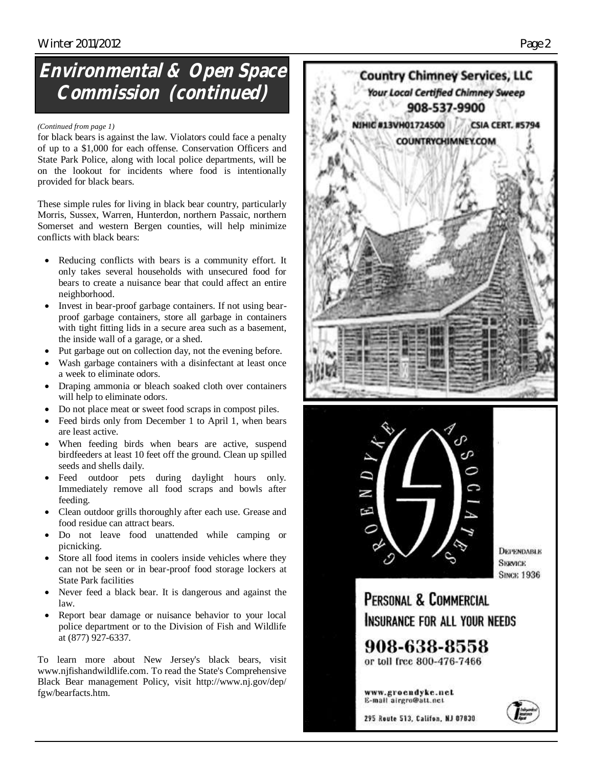## Environmental & Open Space Commission (continued)

*(Continued from page 1)*

for black bears is against the law. Violators could face a penalty of up to a $1,000 for each offense. Conservation Officers and State Park Police, along with local police departments, will be on the lookout for incidents where food is intentionally provided for black bears.

These simple rules for living in black bear country, particularly Morris, Sussex, Warren, Hunterdon, northern Passaic, northern Somerset and western Bergen counties, will help minimize conflicts with black bears:

- Reducing conflicts with bears is a community effort. It only takes several households with unsecured food for bears to create a nuisance bear that could affect an entire neighborhood.
- Invest in bear-proof garbage containers. If not using bear-proof garbage containers, store all garbage in containers with tight fitting lids in a secure area such as a basement, the inside wall of a garage, or a shed.
- Put garbage out on collection day, not the evening before.
- Wash garbage containers with a disinfectant at least once a week to eliminate odors.
- Draping ammonia or bleach soaked cloth over containers will help to eliminate odors.
- Do not place meat or sweet food scraps in compost piles.
- Feed birds only from December 1 to April 1, when bears are least active.
- When feeding birds when bears are active, suspend birdfeeders at least 10 feet off the ground. Clean up spilled seeds and shells daily.
- Feed outdoor pets during daylight hours only. Immediately remove all food scraps and bowls after feeding.
- Clean outdoor grills thoroughly after each use. Grease and food residue can attract bears.
- Do not leave food unattended while camping or picnicking.
- Store all food items in coolers inside vehicles where they can not be seen or in bear-proof food storage lockers at State Park facilities
- Never feed a black bear. It is dangerous and against the law.
- Report bear damage or nuisance behavior to your local police department or to the Division of Fish and Wildlife at (877) 927-6337.

To learn more about New Jersey's black bears, visit www.njfishandwildlife.com. To read the State's Comprehensive Black Bear management Policy, visit http://www.nj.gov/dep/fgw/bearfacts.htm.

**Country Chimney Services, LLC**
*Your Local Certified Chimney Sweep*
**908-537-9900**
NJHIC #13VH01724500 CSIA CERT. #5794
COUNTRYCHIMNEY.COM

GROENDYKE ASSOCIATES

Dependable Service Since 1936

**Personal & Commercial Insurance for All Your Needs**

**908-638-8558**
or toll free 800-476-7466

www.groendyke.net
E-mail airgro@att.net

295 Route 513, Califon, NJ 07830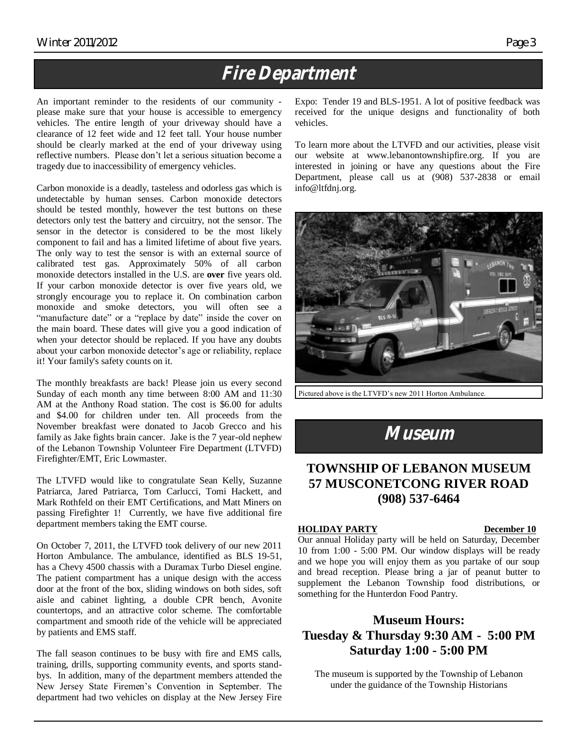# Fire Department

An important reminder to the residents of our community - please make sure that your house is accessible to emergency vehicles. The entire length of your driveway should have a clearance of 12 feet wide and 12 feet tall. Your house number should be clearly marked at the end of your driveway using reflective numbers. Please don't let a serious situation become a tragedy due to inaccessibility of emergency vehicles.

Carbon monoxide is a deadly, tasteless and odorless gas which is undetectable by human senses. Carbon monoxide detectors should be tested monthly, however the test buttons on these detectors only test the battery and circuitry, not the sensor. The sensor in the detector is considered to be the most likely component to fail and has a limited lifetime of about five years. The only way to test the sensor is with an external source of calibrated test gas. Approximately 50% of all carbon monoxide detectors installed in the U.S. are **over** five years old. If your carbon monoxide detector is over five years old, we strongly encourage you to replace it. On combination carbon monoxide and smoke detectors, you will often see a "manufacture date" or a "replace by date" inside the cover on the main board. These dates will give you a good indication of when your detector should be replaced. If you have any doubts about your carbon monoxide detector's age or reliability, replace it! Your family's safety counts on it.

The monthly breakfasts are back! Please join us every second Sunday of each month any time between 8:00 AM and 11:30 AM at the Anthony Road station. The cost is $6.00 for adults and $4.00 for children under ten. All proceeds from the November breakfast were donated to Jacob Grecco and his family as Jake fights brain cancer. Jake is the 7 year-old nephew of the Lebanon Township Volunteer Fire Department (LTVFD) Firefighter/EMT, Eric Lowmaster.

The LTVFD would like to congratulate Sean Kelly, Suzanne Patriarca, Jared Patriarca, Tom Carlucci, Tomi Hackett, and Mark Rothfeld on their EMT Certifications, and Matt Miners on passing Firefighter 1! Currently, we have five additional fire department members taking the EMT course.

On October 7, 2011, the LTVFD took delivery of our new 2011 Horton Ambulance. The ambulance, identified as BLS 19-51, has a Chevy 4500 chassis with a Duramax Turbo Diesel engine. The patient compartment has a unique design with the access door at the front of the box, sliding windows on both sides, soft aisle and cabinet lighting, a double CPR bench, Avonite countertops, and an attractive color scheme. The comfortable compartment and smooth ride of the vehicle will be appreciated by patients and EMS staff.

The fall season continues to be busy with fire and EMS calls, training, drills, supporting community events, and sports stand-bys. In addition, many of the department members attended the New Jersey State Firemen's Convention in September. The department had two vehicles on display at the New Jersey Fire Expo: Tender 19 and BLS-1951. A lot of positive feedback was received for the unique designs and functionality of both vehicles.

To learn more about the LTVFD and our activities, please visit our website at www.lebanontownshipfire.org. If you are interested in joining or have any questions about the Fire Department, please call us at (908) 537-2838 or email info@ltfdnj.org.

Pictured above is the LTVFD's new 2011 Horton Ambulance.

# Museum

## TOWNSHIP OF LEBANON MUSEUM
## 57 MUSCONETCONG RIVER ROAD
## (908) 537-6464

**HOLIDAY PARTY** — **December 10**

Our annual Holiday party will be held on Saturday, December 10 from 1:00 - 5:00 PM. Our window displays will be ready and we hope you will enjoy them as you partake of our soup and bread reception. Please bring a jar of peanut butter to supplement the Lebanon Township food distributions, or something for the Hunterdon Food Pantry.

### Museum Hours:
### Tuesday & Thursday 9:30 AM - 5:00 PM
### Saturday 1:00 - 5:00 PM

The museum is supported by the Township of Lebanon under the guidance of the Township Historians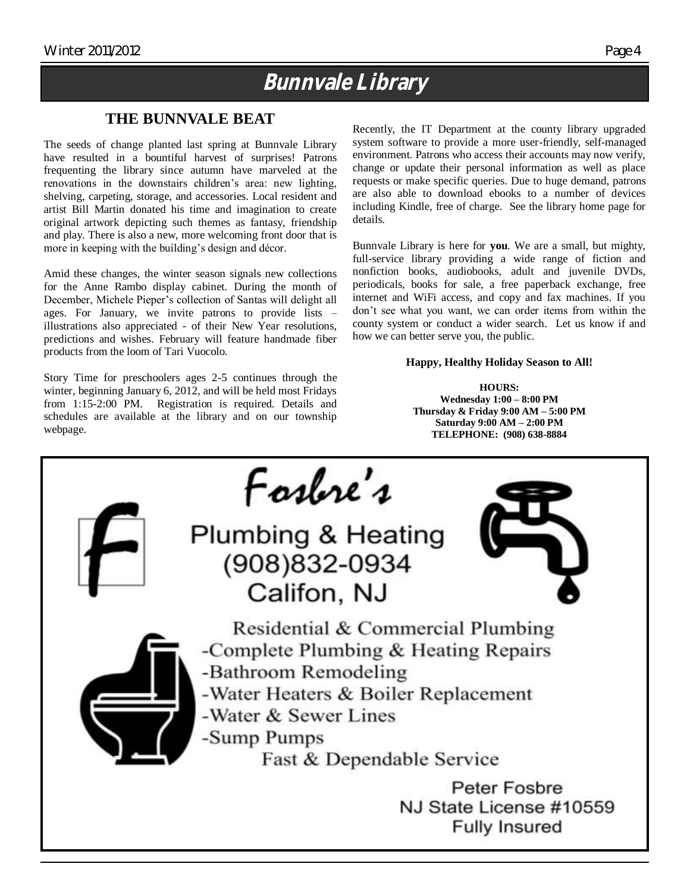# Bunnvale Library

## THE BUNNVALE BEAT

The seeds of change planted last spring at Bunnvale Library have resulted in a bountiful harvest of surprises! Patrons frequenting the library since autumn have marveled at the renovations in the downstairs children's area: new lighting, shelving, carpeting, storage, and accessories. Local resident and artist Bill Martin donated his time and imagination to create original artwork depicting such themes as fantasy, friendship and play. There is also a new, more welcoming front door that is more in keeping with the building's design and décor.

Amid these changes, the winter season signals new collections for the Anne Rambo display cabinet. During the month of December, Michele Pieper's collection of Santas will delight all ages. For January, we invite patrons to provide lists – illustrations also appreciated - of their New Year resolutions, predictions and wishes. February will feature handmade fiber products from the loom of Tari Vuocolo.

Story Time for preschoolers ages 2-5 continues through the winter, beginning January 6, 2012, and will be held most Fridays from 1:15-2:00 PM. Registration is required. Details and schedules are available at the library and on our township webpage.

Recently, the IT Department at the county library upgraded system software to provide a more user-friendly, self-managed environment. Patrons who access their accounts may now verify, change or update their personal information as well as place requests or make specific queries. Due to huge demand, patrons are also able to download ebooks to a number of devices including Kindle, free of charge. See the library home page for details.

Bunnvale Library is here for **you**. We are a small, but mighty, full-service library providing a wide range of fiction and nonfiction books, audiobooks, adult and juvenile DVDs, periodicals, books for sale, a free paperback exchange, free internet and WiFi access, and copy and fax machines. If you don't see what you want, we can order items from within the county system or conduct a wider search. Let us know if and how we can better serve you, the public.

**Happy, Healthy Holiday Season to All!**

**HOURS:**
**Wednesday 1:00 – 8:00 PM**
**Thursday & Friday 9:00 AM – 5:00 PM**
**Saturday 9:00 AM – 2:00 PM**
**TELEPHONE: (908) 638-8884**

---

Fosbre's

Plumbing & Heating
(908)832-0934
Califon, NJ

Residential & Commercial Plumbing
- Complete Plumbing & Heating Repairs
- Bathroom Remodeling
- Water Heaters & Boiler Replacement
- Water & Sewer Lines
- Sump Pumps

Fast & Dependable Service

Peter Fosbre
NJ State License #10559
Fully Insured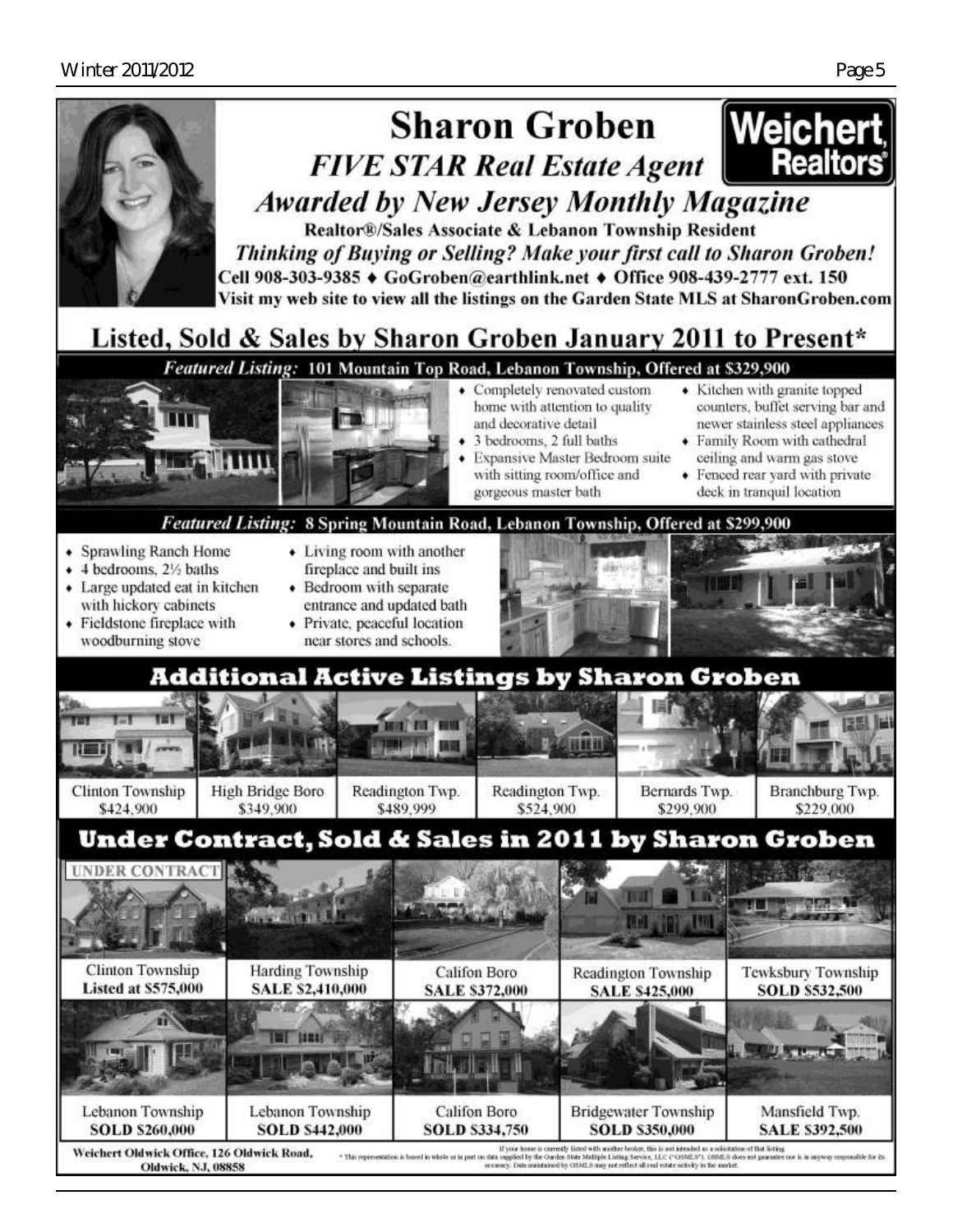# Sharon Groben

## *FIVE STAR Real Estate Agent*

### *Awarded by New Jersey Monthly Magazine*

**Weichert, Realtors®**

**Realtor®/Sales Associate & Lebanon Township Resident**

***Thinking of Buying or Selling? Make your first call to Sharon Groben!***

**Cell 908-303-9385 ♦ GoGroben@earthlink.net ♦ Office 908-439-2777 ext. 150**

**Visit my web site to view all the listings on the Garden State MLS at SharonGroben.com**

## Listed, Sold & Sales by Sharon Groben January 2011 to Present*

### *Featured Listing:* 101 Mountain Top Road, Lebanon Township, Offered at $329,900

- Completely renovated custom home with attention to quality and decorative detail
- 3 bedrooms, 2 full baths
- Expansive Master Bedroom suite with sitting room/office and gorgeous master bath
- Kitchen with granite topped counters, buffet serving bar and newer stainless steel appliances
- Family Room with cathedral ceiling and warm gas stove
- Fenced rear yard with private deck in tranquil location

### *Featured Listing:* 8 Spring Mountain Road, Lebanon Township, Offered at $299,900

- Sprawling Ranch Home
- 4 bedrooms, 2½ baths
- Large updated eat in kitchen with hickory cabinets
- Fieldstone fireplace with woodburning stove
- Living room with another fireplace and built ins
- Bedroom with separate entrance and updated bath
- Private, peaceful location near stores and schools.

## Additional Active Listings by Sharon Groben

| Clinton Township | High Bridge Boro | Readington Twp. | Readington Twp. | Bernards Twp. | Branchburg Twp. |
|---|---|---|---|---|---|
| $424,900 | $349,900 | $489,999 | $524,900 | $299,900 | $229,000 |

## Under Contract, Sold & Sales in 2011 by Sharon Groben

| Location | Status |
|---|---|
| Clinton Township (UNDER CONTRACT) | **Listed at $575,000** |
| Harding Township | **SALE $2,410,000** |
| Califon Boro | **SALE $372,000** |
| Readington Township | **SALE $425,000** |
| Tewksbury Township | **SOLD $532,500** |
| Lebanon Township | **SOLD $260,000** |
| Lebanon Township | **SOLD $442,000** |
| Califon Boro | **SOLD $334,750** |
| Bridgewater Township | **SOLD $350,000** |
| Mansfield Twp. | **SALE $392,500** |

**Weichert Oldwick Office, 126 Oldwick Road, Oldwick, NJ, 08858**

If your home is currently listed with another broker, this is not intended as a solicitation of that listing.
* This representation is based in whole or in part on data supplied by the Garden State Multiple Listing Service, LLC ("GSMLS"). GSMLS does not guarantee nor is in anyway responsible for its accuracy. Data maintained by GSMLS may not reflect all real estate activity in the market.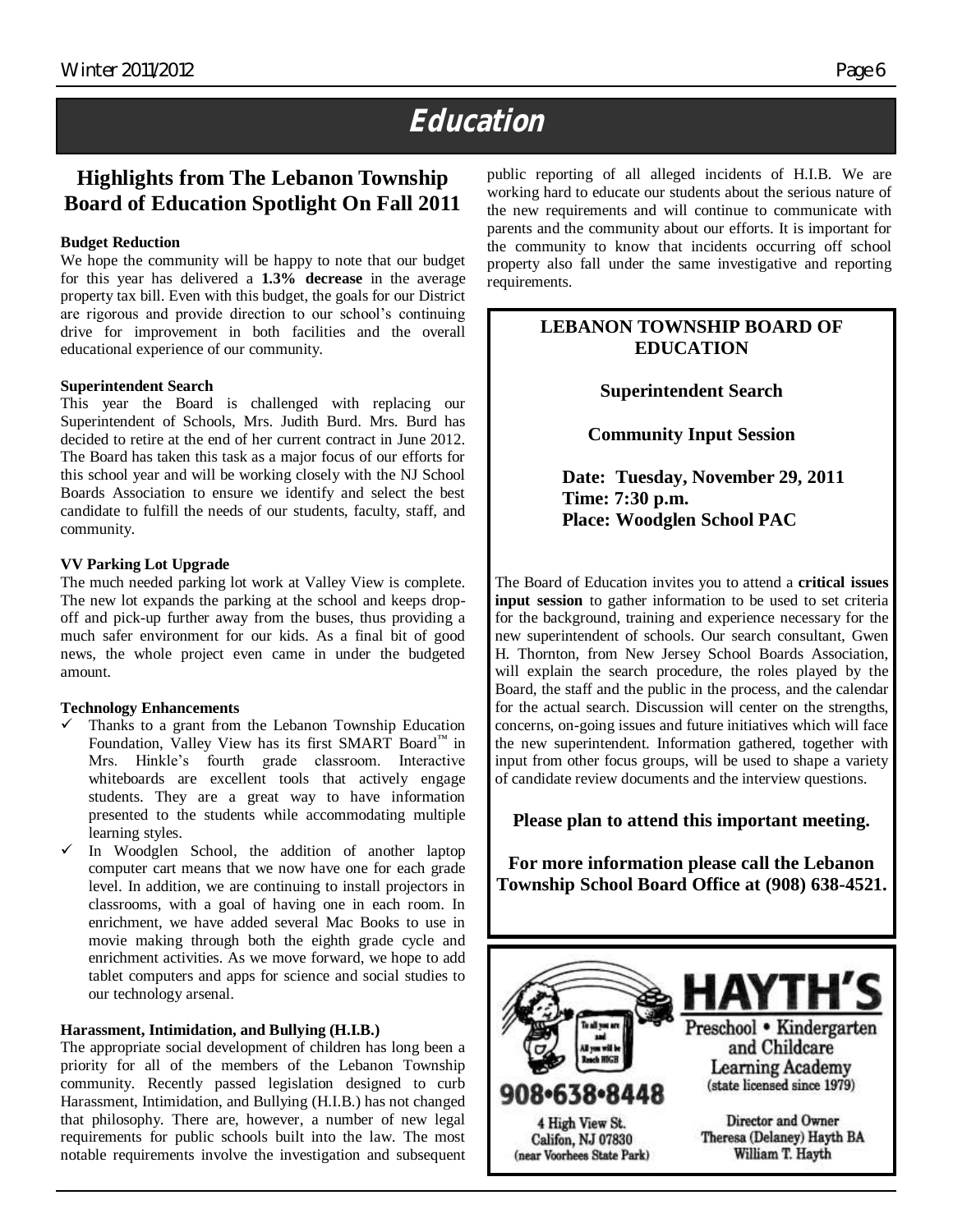# Education

## Highlights from The Lebanon Township Board of Education Spotlight On Fall 2011

**Budget Reduction**

We hope the community will be happy to note that our budget for this year has delivered a **1.3% decrease** in the average property tax bill. Even with this budget, the goals for our District are rigorous and provide direction to our school's continuing drive for improvement in both facilities and the overall educational experience of our community.

**Superintendent Search**

This year the Board is challenged with replacing our Superintendent of Schools, Mrs. Judith Burd. Mrs. Burd has decided to retire at the end of her current contract in June 2012. The Board has taken this task as a major focus of our efforts for this school year and will be working closely with the NJ School Boards Association to ensure we identify and select the best candidate to fulfill the needs of our students, faculty, staff, and community.

**VV Parking Lot Upgrade**

The much needed parking lot work at Valley View is complete. The new lot expands the parking at the school and keeps drop-off and pick-up further away from the buses, thus providing a much safer environment for our kids. As a final bit of good news, the whole project even came in under the budgeted amount.

**Technology Enhancements**

- ✓ Thanks to a grant from the Lebanon Township Education Foundation, Valley View has its first SMART Board™ in Mrs. Hinkle's fourth grade classroom. Interactive whiteboards are excellent tools that actively engage students. They are a great way to have information presented to the students while accommodating multiple learning styles.
- ✓ In Woodglen School, the addition of another laptop computer cart means that we now have one for each grade level. In addition, we are continuing to install projectors in classrooms, with a goal of having one in each room. In enrichment, we have added several Mac Books to use in movie making through both the eighth grade cycle and enrichment activities. As we move forward, we hope to add tablet computers and apps for science and social studies to our technology arsenal.

**Harassment, Intimidation, and Bullying (H.I.B.)**

The appropriate social development of children has long been a priority for all of the members of the Lebanon Township community. Recently passed legislation designed to curb Harassment, Intimidation, and Bullying (H.I.B.) has not changed that philosophy. There are, however, a number of new legal requirements for public schools built into the law. The most notable requirements involve the investigation and subsequent public reporting of all alleged incidents of H.I.B. We are working hard to educate our students about the serious nature of the new requirements and will continue to communicate with parents and the community about our efforts. It is important for the community to know that incidents occurring off school property also fall under the same investigative and reporting requirements.

---

**LEBANON TOWNSHIP BOARD OF EDUCATION**

**Superintendent Search**

**Community Input Session**

**Date: Tuesday, November 29, 2011**
**Time: 7:30 p.m.**
**Place: Woodglen School PAC**

The Board of Education invites you to attend a **critical issues input session** to gather information to be used to set criteria for the background, training and experience necessary for the new superintendent of schools. Our search consultant, Gwen H. Thornton, from New Jersey School Boards Association, will explain the search procedure, the roles played by the Board, the staff and the public in the process, and the calendar for the actual search. Discussion will center on the strengths, concerns, on-going issues and future initiatives which will face the new superintendent. Information gathered, together with input from other focus groups, will be used to shape a variety of candidate review documents and the interview questions.

**Please plan to attend this important meeting.**

**For more information please call the Lebanon Township School Board Office at (908) 638-4521.**

---

To all you are and All you will be Reach HIGH

**HAYTH'S**

Preschool • Kindergarten and Childcare Learning Academy
(state licensed since 1979)

908•638•8448

4 High View St.
Califon, NJ 07830
(near Voorhees State Park)

Director and Owner
Theresa (Delaney) Hayth BA
William T. Hayth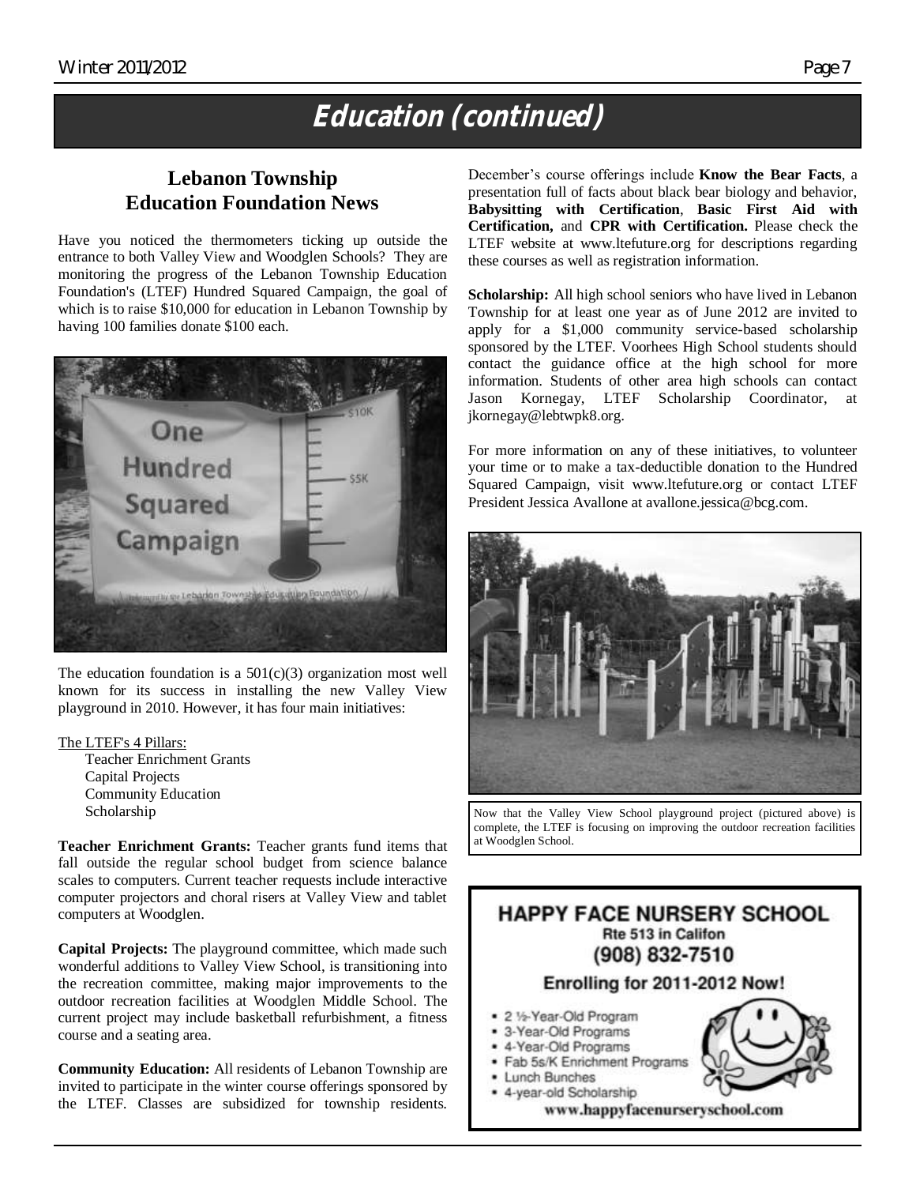# Education (continued)

## Lebanon Township Education Foundation News

Have you noticed the thermometers ticking up outside the entrance to both Valley View and Woodglen Schools? They are monitoring the progress of the Lebanon Township Education Foundation's (LTEF) Hundred Squared Campaign, the goal of which is to raise $10,000 for education in Lebanon Township by having 100 families donate $100 each.

The education foundation is a 501(c)(3) organization most well known for its success in installing the new Valley View playground in 2010. However, it has four main initiatives:

The LTEF's 4 Pillars:

- Teacher Enrichment Grants
- Capital Projects
- Community Education
- Scholarship

**Teacher Enrichment Grants:** Teacher grants fund items that fall outside the regular school budget from science balance scales to computers. Current teacher requests include interactive computer projectors and choral risers at Valley View and tablet computers at Woodglen.

**Capital Projects:** The playground committee, which made such wonderful additions to Valley View School, is transitioning into the recreation committee, making major improvements to the outdoor recreation facilities at Woodglen Middle School. The current project may include basketball refurbishment, a fitness course and a seating area.

**Community Education:** All residents of Lebanon Township are invited to participate in the winter course offerings sponsored by the LTEF. Classes are subsidized for township residents. December's course offerings include **Know the Bear Facts**, a presentation full of facts about black bear biology and behavior, **Babysitting with Certification**, **Basic First Aid with Certification,** and **CPR with Certification.** Please check the LTEF website at www.ltefuture.org for descriptions regarding these courses as well as registration information.

**Scholarship:** All high school seniors who have lived in Lebanon Township for at least one year as of June 2012 are invited to apply for a $1,000 community service-based scholarship sponsored by the LTEF. Voorhees High School students should contact the guidance office at the high school for more information. Students of other area high schools can contact Jason Kornegay, LTEF Scholarship Coordinator, at jkornegay@lebtwpk8.org.

For more information on any of these initiatives, to volunteer your time or to make a tax-deductible donation to the Hundred Squared Campaign, visit www.ltefuture.org or contact LTEF President Jessica Avallone at avallone.jessica@bcg.com.

Now that the Valley View School playground project (pictured above) is complete, the LTEF is focusing on improving the outdoor recreation facilities at Woodglen School.

**HAPPY FACE NURSERY SCHOOL**
Rte 513 in Califon
(908) 832-7510

**Enrolling for 2011-2012 Now!**

- 2 ½-Year-Old Program
- 3-Year-Old Programs
- 4-Year-Old Programs
- Fab 5s/K Enrichment Programs
- Lunch Bunches
- 4-year-old Scholarship

www.happyfacenurseryschool.com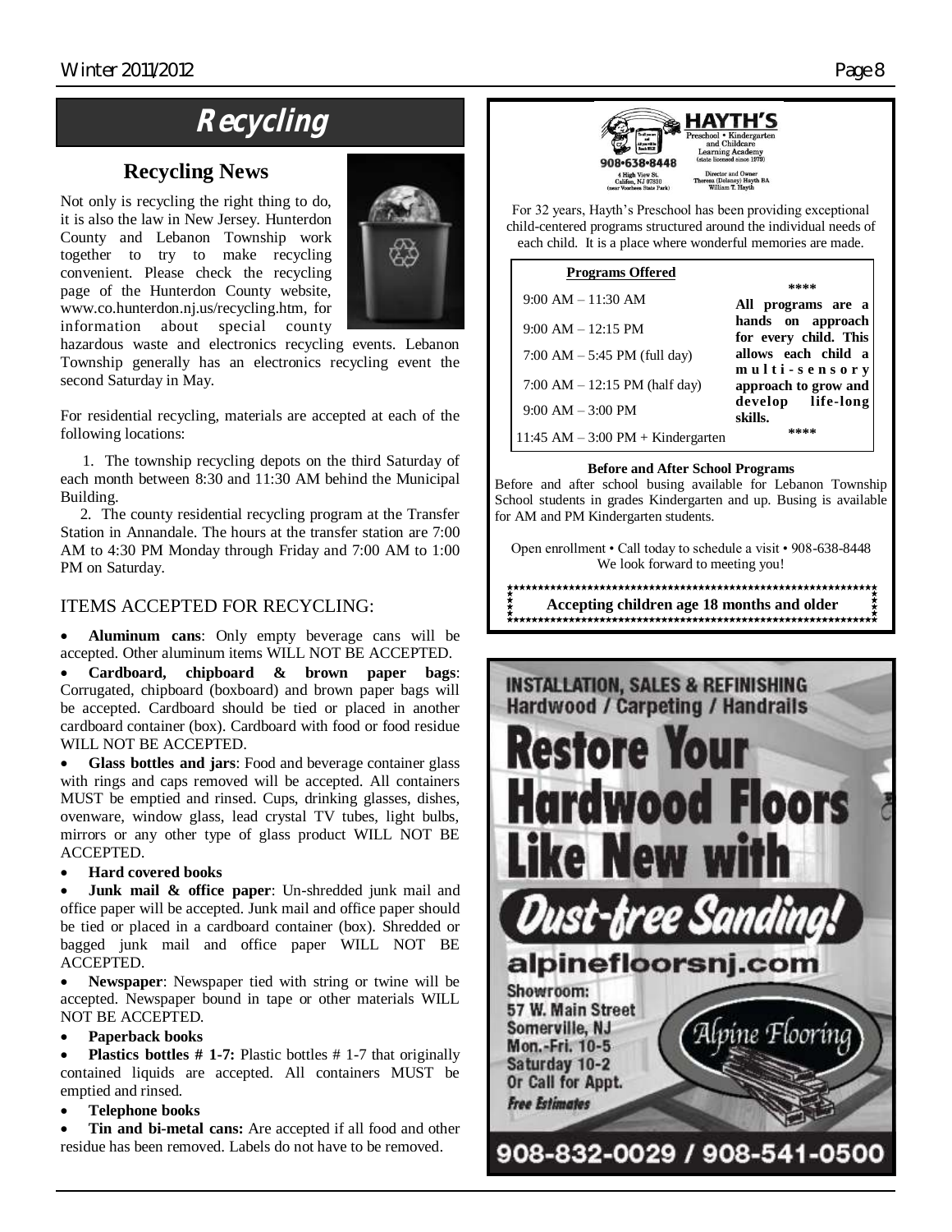# Recycling

## Recycling News

Not only is recycling the right thing to do, it is also the law in New Jersey. Hunterdon County and Lebanon Township work together to try to make recycling convenient. Please check the recycling page of the Hunterdon County website, www.co.hunterdon.nj.us/recycling.htm, for information about special county hazardous waste and electronics recycling events. Lebanon Township generally has an electronics recycling event the second Saturday in May.

For residential recycling, materials are accepted at each of the following locations:

1. The township recycling depots on the third Saturday of each month between 8:30 and 11:30 AM behind the Municipal Building.
2. The county residential recycling program at the Transfer Station in Annandale. The hours at the transfer station are 7:00 AM to 4:30 PM Monday through Friday and 7:00 AM to 1:00 PM on Saturday.

### ITEMS ACCEPTED FOR RECYCLING:

- **Aluminum cans**: Only empty beverage cans will be accepted. Other aluminum items WILL NOT BE ACCEPTED.
- **Cardboard, chipboard & brown paper bags**: Corrugated, chipboard (boxboard) and brown paper bags will be accepted. Cardboard should be tied or placed in another cardboard container (box). Cardboard with food or food residue WILL NOT BE ACCEPTED.
- **Glass bottles and jars**: Food and beverage container glass with rings and caps removed will be accepted. All containers MUST be emptied and rinsed. Cups, drinking glasses, dishes, ovenware, window glass, lead crystal TV tubes, light bulbs, mirrors or any other type of glass product WILL NOT BE ACCEPTED.
- **Hard covered books**
- **Junk mail & office paper**: Un-shredded junk mail and office paper will be accepted. Junk mail and office paper should be tied or placed in a cardboard container (box). Shredded or bagged junk mail and office paper WILL NOT BE ACCEPTED.
- **Newspaper**: Newspaper tied with string or twine will be accepted. Newspaper bound in tape or other materials WILL NOT BE ACCEPTED.
- **Paperback books**
- **Plastics bottles # 1-7:** Plastic bottles # 1-7 that originally contained liquids are accepted. All containers MUST be emptied and rinsed.
- **Telephone books**
- **Tin and bi-metal cans:** Are accepted if all food and other residue has been removed. Labels do not have to be removed.

---

**HAYTH'S**
Preschool • Kindergarten and Childcare Learning Academy (state licensed since 1979)
908-638-8448
4 High View St. Califon, NJ 07830 (near Voorhees State Park)
Director and Owner Theresa (Delaney) Hayth BA William T. Hayth

For 32 years, Hayth's Preschool has been providing exceptional child-centered programs structured around the individual needs of each child. It is a place where wonderful memories are made.

**Programs Offered**

- 9:00 AM – 11:30 AM
- 9:00 AM – 12:15 PM
- 7:00 AM – 5:45 PM (full day)
- 7:00 AM – 12:15 PM (half day)
- 9:00 AM – 3:00 PM
- 11:45 AM – 3:00 PM + Kindergarten

**All programs are a hands on approach for every child. This allows each child a multi-sensory approach to grow and develop life-long skills.**

**Before and After School Programs**
Before and after school busing available for Lebanon Township School students in grades Kindergarten and up. Busing is available for AM and PM Kindergarten students.

Open enrollment • Call today to schedule a visit • 908-638-8448
We look forward to meeting you!

**Accepting children age 18 months and older**

---

INSTALLATION, SALES & REFINISHING
Hardwood / Carpeting / Handrails

**Restore Your Hardwood Floors Like New with *Dust-free Sanding!***

alpinefloorsnj.com

Alpine Flooring

Showroom:
57 W. Main Street
Somerville, NJ
Mon.-Fri. 10-5
Saturday 10-2
Or Call for Appt.
*Free Estimates*

908-832-0029 / 908-541-0500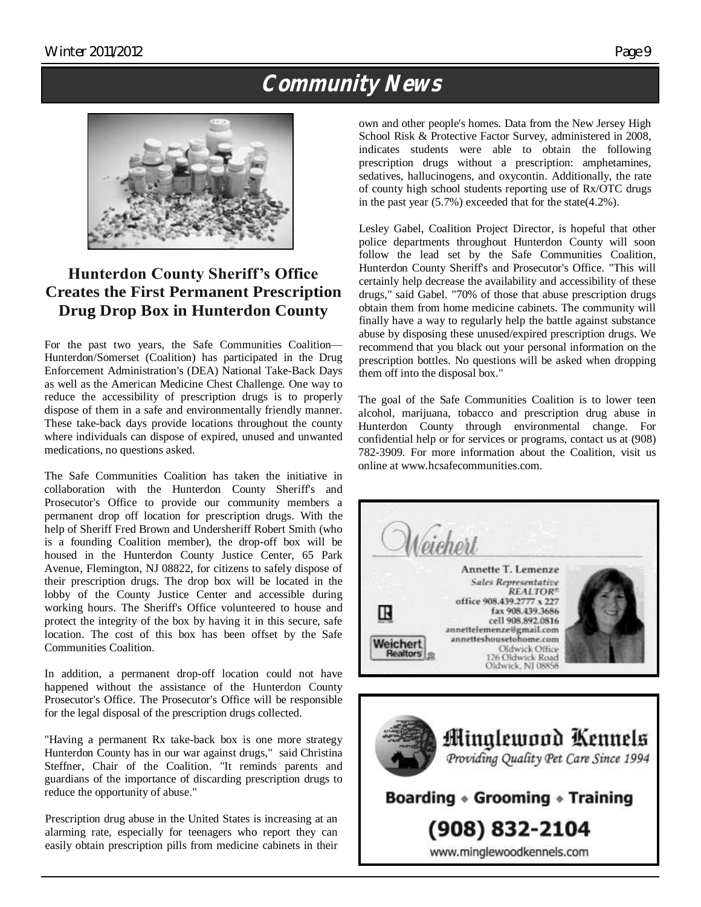# Community News

## Hunterdon County Sheriff's Office Creates the First Permanent Prescription Drug Drop Box in Hunterdon County

For the past two years, the Safe Communities Coalition—Hunterdon/Somerset (Coalition) has participated in the Drug Enforcement Administration's (DEA) National Take-Back Days as well as the American Medicine Chest Challenge. One way to reduce the accessibility of prescription drugs is to properly dispose of them in a safe and environmentally friendly manner. These take-back days provide locations throughout the county where individuals can dispose of expired, unused and unwanted medications, no questions asked.

The Safe Communities Coalition has taken the initiative in collaboration with the Hunterdon County Sheriff's and Prosecutor's Office to provide our community members a permanent drop off location for prescription drugs. With the help of Sheriff Fred Brown and Undersheriff Robert Smith (who is a founding Coalition member), the drop-off box will be housed in the Hunterdon County Justice Center, 65 Park Avenue, Flemington, NJ 08822, for citizens to safely dispose of their prescription drugs. The drop box will be located in the lobby of the County Justice Center and accessible during working hours. The Sheriff's Office volunteered to house and protect the integrity of the box by having it in this secure, safe location. The cost of this box has been offset by the Safe Communities Coalition.

In addition, a permanent drop-off location could not have happened without the assistance of the Hunterdon County Prosecutor's Office. The Prosecutor's Office will be responsible for the legal disposal of the prescription drugs collected.

"Having a permanent Rx take-back box is one more strategy Hunterdon County has in our war against drugs," said Christina Steffner, Chair of the Coalition. "It reminds parents and guardians of the importance of discarding prescription drugs to reduce the opportunity of abuse."

Prescription drug abuse in the United States is increasing at an alarming rate, especially for teenagers who report they can easily obtain prescription pills from medicine cabinets in their own and other people's homes. Data from the New Jersey High School Risk & Protective Factor Survey, administered in 2008, indicates students were able to obtain the following prescription drugs without a prescription: amphetamines, sedatives, hallucinogens, and oxycontin. Additionally, the rate of county high school students reporting use of Rx/OTC drugs in the past year (5.7%) exceeded that for the state(4.2%).

Lesley Gabel, Coalition Project Director, is hopeful that other police departments throughout Hunterdon County will soon follow the lead set by the Safe Communities Coalition, Hunterdon County Sheriff's and Prosecutor's Office. "This will certainly help decrease the availability and accessibility of these drugs," said Gabel. "70% of those that abuse prescription drugs obtain them from home medicine cabinets. The community will finally have a way to regularly help the battle against substance abuse by disposing these unused/expired prescription drugs. We recommend that you black out your personal information on the prescription bottles. No questions will be asked when dropping them off into the disposal box."

The goal of the Safe Communities Coalition is to lower teen alcohol, marijuana, tobacco and prescription drug abuse in Hunterdon County through environmental change. For confidential help or for services or programs, contact us at (908) 782-3909. For more information about the Coalition, visit us online at www.hcsafecommunities.com.

---

**Weichert**

**Annette T. Lemenze**
*Sales Representative*
*REALTOR®*
office 908.439.2777 x 227
fax 908.439.3686
cell 908.892.0816
annettelemenze@gmail.com
annetteshousetohome.com
Oldwick Office
126 Oldwick Road
Oldwick, NJ 08858

Weichert Realtors

---

**Minglewood Kennels**
*Providing Quality Pet Care Since 1994*

**Boarding • Grooming • Training**

**(908) 832-2104**

www.minglewoodkennels.com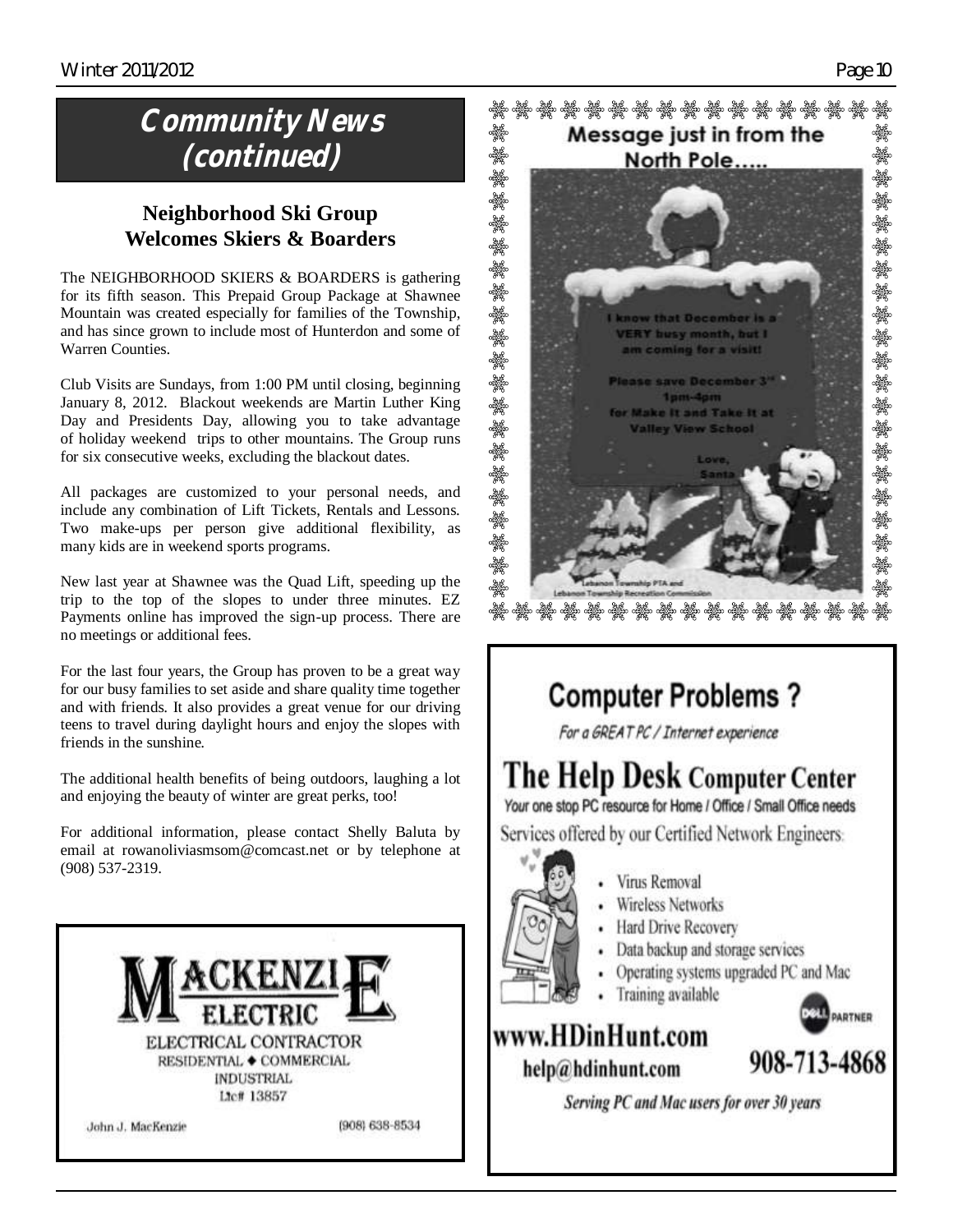# Community News (continued)

## Neighborhood Ski Group Welcomes Skiers & Boarders

The NEIGHBORHOOD SKIERS & BOARDERS is gathering for its fifth season. This Prepaid Group Package at Shawnee Mountain was created especially for families of the Township, and has since grown to include most of Hunterdon and some of Warren Counties.

Club Visits are Sundays, from 1:00 PM until closing, beginning January 8, 2012. Blackout weekends are Martin Luther King Day and Presidents Day, allowing you to take advantage of holiday weekend trips to other mountains. The Group runs for six consecutive weeks, excluding the blackout dates.

All packages are customized to your personal needs, and include any combination of Lift Tickets, Rentals and Lessons. Two make-ups per person give additional flexibility, as many kids are in weekend sports programs.

New last year at Shawnee was the Quad Lift, speeding up the trip to the top of the slopes to under three minutes. EZ Payments online has improved the sign-up process. There are no meetings or additional fees.

For the last four years, the Group has proven to be a great way for our busy families to set aside and share quality time together and with friends. It also provides a great venue for our driving teens to travel during daylight hours and enjoy the slopes with friends in the sunshine.

The additional health benefits of being outdoors, laughing a lot and enjoying the beauty of winter are great perks, too!

For additional information, please contact Shelly Baluta by email at rowanoliviasmsom@comcast.net or by telephone at (908) 537-2319.

---

**MACKENZIE ELECTRIC**

ELECTRICAL CONTRACTOR
RESIDENTIAL ◆ COMMERCIAL
INDUSTRIAL
Lic# 13857

John J. MacKenzie — (908) 638-8534

---

**Message just in from the North Pole.....**

I know that December is a VERY busy month, but I am coming for a visit!

Please save December 3rd 1pm-4pm for Make It and Take It at Valley View School

Love, Santa

Lebanon Township PTA and Lebanon Township Recreation Commission

---

# Computer Problems ?

*For a GREAT PC / Internet experience*

## The Help Desk Computer Center

Your one stop PC resource for Home / Office / Small Office needs

Services offered by our Certified Network Engineers:

- Virus Removal
- Wireless Networks
- Hard Drive Recovery
- Data backup and storage services
- Operating systems upgraded PC and Mac
- Training available

DELL PARTNER

**www.HDinHunt.com**
help@hdinhunt.com

**908-713-4868**

*Serving PC and Mac users for over 30 years*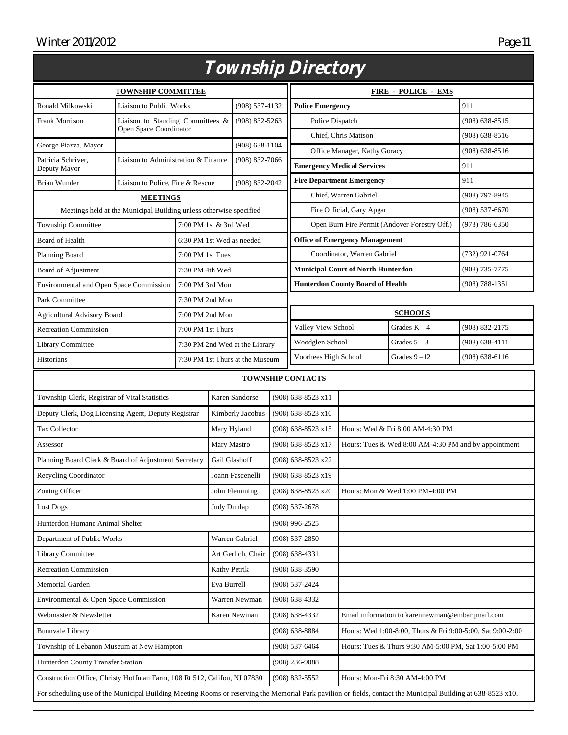# Township Directory

| TOWNSHIP COMMITTEE | | |
|---|---|---|
| Ronald Milkowski | Liaison to Public Works | (908) 537-4132 |
| Frank Morrison | Liaison to Standing Committees & Open Space Coordinator | (908) 832-5263 |
| George Piazza, Mayor | | (908) 638-1104 |
| Patricia Schriver, Deputy Mayor | Liaison to Administration & Finance | (908) 832-7066 |
| Brian Wunder | Liaison to Police, Fire & Rescue | (908) 832-2042 |

**MEETINGS**

Meetings held at the Municipal Building unless otherwise specified

| Meeting | Time |
|---|---|
| Township Committee | 7:00 PM 1st & 3rd Wed |
| Board of Health | 6:30 PM 1st Wed as needed |
| Planning Board | 7:00 PM 1st Tues |
| Board of Adjustment | 7:30 PM 4th Wed |
| Environmental and Open Space Commission | 7:00 PM 3rd Mon |
| Park Committee | 7:30 PM 2nd Mon |
| Agricultural Advisory Board | 7:00 PM 2nd Mon |
| Recreation Commission | 7:00 PM 1st Thurs |
| Library Committee | 7:30 PM 2nd Wed at the Library |
| Historians | 7:30 PM 1st Thurs at the Museum |

| FIRE - POLICE - EMS | |
|---|---|
| **Police Emergency** | 911 |
| Police Dispatch | (908) 638-8515 |
| Chief, Chris Mattson | (908) 638-8516 |
| Office Manager, Kathy Goracy | (908) 638-8516 |
| **Emergency Medical Services** | 911 |
| **Fire Department Emergency** | 911 |
| Chief, Warren Gabriel | (908) 797-8945 |
| Fire Official, Gary Apgar | (908) 537-6670 |
| Open Burn Fire Permit (Andover Forestry Off.) | (973) 786-6350 |
| **Office of Emergency Management** | |
| Coordinator, Warren Gabriel | (732) 921-0764 |
| **Municipal Court of North Hunterdon** | (908) 735-7775 |
| **Hunterdon County Board of Health** | (908) 788-1351 |

| SCHOOLS | | |
|---|---|---|
| Valley View School | Grades K – 4 | (908) 832-2175 |
| Woodglen School | Grades 5 – 8 | (908) 638-4111 |
| Voorhees High School | Grades 9 –12 | (908) 638-6116 |

| TOWNSHIP CONTACTS | | | |
|---|---|---|---|
| Township Clerk, Registrar of Vital Statistics | Karen Sandorse | (908) 638-8523 x11 | |
| Deputy Clerk, Dog Licensing Agent, Deputy Registrar | Kimberly Jacobus | (908) 638-8523 x10 | |
| Tax Collector | Mary Hyland | (908) 638-8523 x15 | Hours: Wed & Fri 8:00 AM-4:30 PM |
| Assessor | Mary Mastro | (908) 638-8523 x17 | Hours: Tues & Wed 8:00 AM-4:30 PM and by appointment |
| Planning Board Clerk & Board of Adjustment Secretary | Gail Glashoff | (908) 638-8523 x22 | |
| Recycling Coordinator | Joann Fascenelli | (908) 638-8523 x19 | |
| Zoning Officer | John Flemming | (908) 638-8523 x20 | Hours: Mon & Wed 1:00 PM-4:00 PM |
| Lost Dogs | Judy Dunlap | (908) 537-2678 | |
| Hunterdon Humane Animal Shelter | | (908) 996-2525 | |
| Department of Public Works | Warren Gabriel | (908) 537-2850 | |
| Library Committee | Art Gerlich, Chair | (908) 638-4331 | |
| Recreation Commission | Kathy Petrik | (908) 638-3590 | |
| Memorial Garden | Eva Burrell | (908) 537-2424 | |
| Environmental & Open Space Commission | Warren Newman | (908) 638-4332 | |
| Webmaster & Newsletter | Karen Newman | (908) 638-4332 | Email information to karennewman@embarqmail.com |
| Bunnvale Library | | (908) 638-8884 | Hours: Wed 1:00-8:00, Thurs & Fri 9:00-5:00, Sat 9:00-2:00 |
| Township of Lebanon Museum at New Hampton | | (908) 537-6464 | Hours: Tues & Thurs 9:30 AM-5:00 PM, Sat 1:00-5:00 PM |
| Hunterdon County Transfer Station | | (908) 236-9088 | |
| Construction Office, Christy Hoffman Farm, 108 Rt 512, Califon, NJ 07830 | | (908) 832-5552 | Hours: Mon-Fri 8:30 AM-4:00 PM |

For scheduling use of the Municipal Building Meeting Rooms or reserving the Memorial Park pavilion or fields, contact the Municipal Building at 638-8523 x10.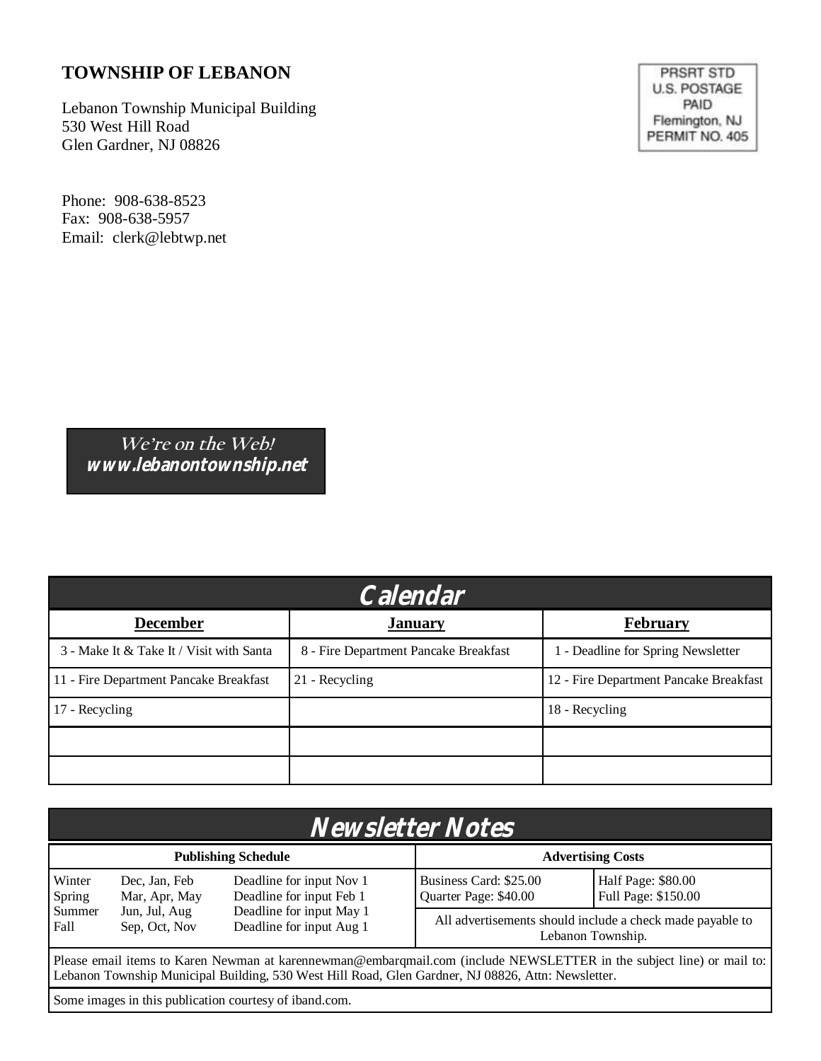**TOWNSHIP OF LEBANON**

Lebanon Township Municipal Building
530 West Hill Road
Glen Gardner, NJ 08826

Phone: 908-638-8523
Fax: 908-638-5957
Email: clerk@lebtwp.net

PRSRT STD
U.S. POSTAGE
PAID
Flemington, NJ
PERMIT NO. 405

*We're on the Web!*
**www.lebanontownship.net**

## Calendar

| December | January | February |
|---|---|---|
| 3 - Make It & Take It / Visit with Santa | 8 - Fire Department Pancake Breakfast | 1 - Deadline for Spring Newsletter |
| 11 - Fire Department Pancake Breakfast | 21 - Recycling | 12 - Fire Department Pancake Breakfast |
| 17 - Recycling | | 18 - Recycling |
| | | |
| | | |

## Newsletter Notes

| Publishing Schedule | | | Advertising Costs | |
|---|---|---|---|---|
| Winter | Dec, Jan, Feb | Deadline for input Nov 1 | Business Card: $25.00 | Half Page: $80.00 |
| Spring | Mar, Apr, May | Deadline for input Feb 1 | Quarter Page: $40.00 | Full Page: $150.00 |
| Summer | Jun, Jul, Aug | Deadline for input May 1 | All advertisements should include a check made payable to Lebanon Township. | |
| Fall | Sep, Oct, Nov | Deadline for input Aug 1 | | |

Please email items to Karen Newman at karennewman@embarqmail.com (include NEWSLETTER in the subject line) or mail to: Lebanon Township Municipal Building, 530 West Hill Road, Glen Gardner, NJ 08826, Attn: Newsletter.

Some images in this publication courtesy of iband.com.